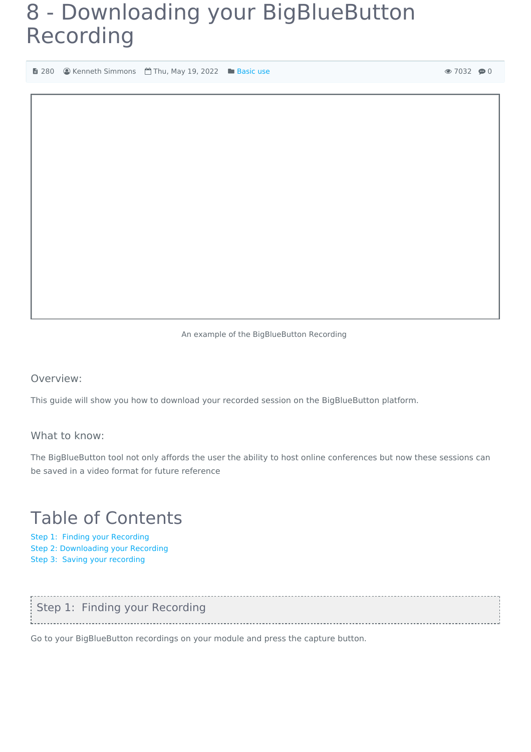# 8 - Downloading your BigBlueButton Recording

280 Kenneth Simmons Thu, May 19, 2022 Basic use 7032 0

An example of the BigBlueButton Recording

### Overview:

This guide will show you how to download your recorded session on the BigBlueButton platform.

### What to know:

The BigBlueButton tool not only affords the user the ability to host online conferences but now these sessions can be saved in a video format for future reference

## Table of Contents

- Step 1: Finding your Recording
- Step 2: Downloading your Recording
- Step 3: Saving your recording

### Step 1: Finding your Recording

Go to your BigBlueButton recordings on your module and press the capture button.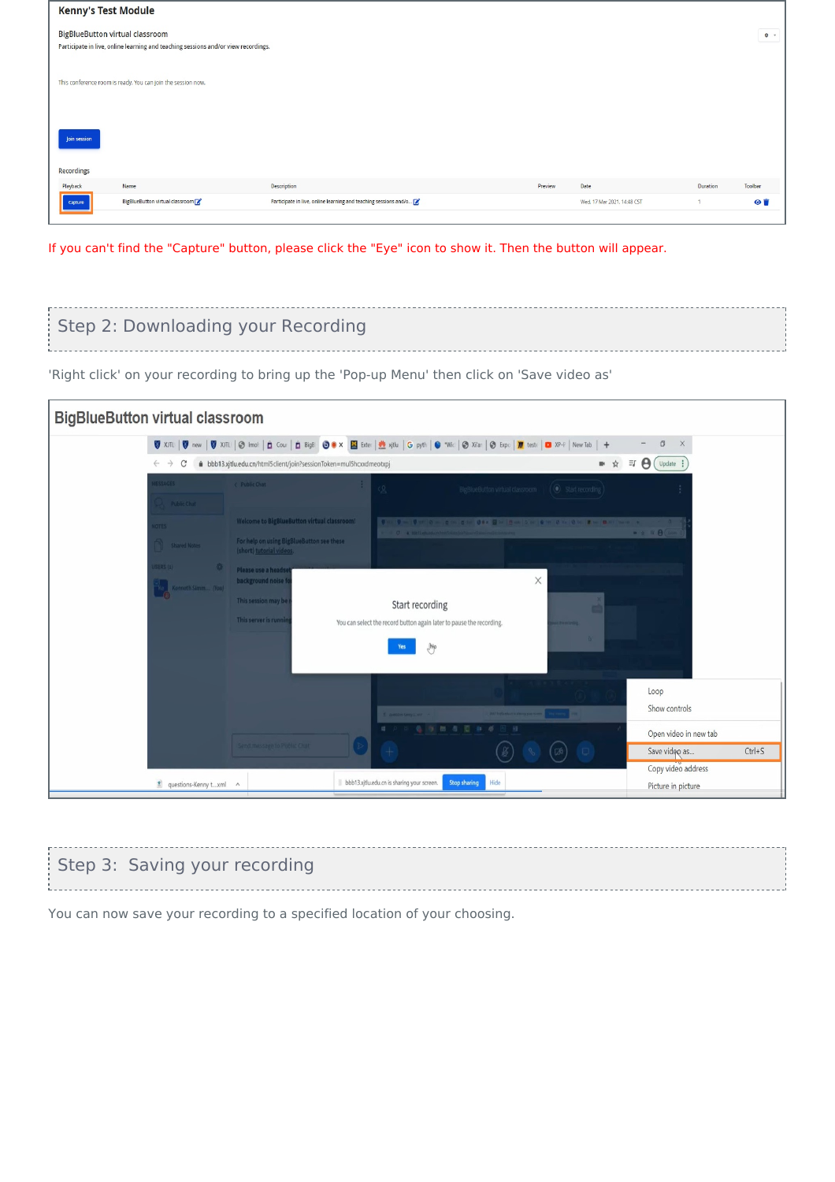If you can't find the "Capture" button, please click the "Eye" icon to show it. Then the button will appear.

## Step 2: Downloading your Recording

'Right click' on your recording to bring up the 'Pop-up Menu' then click on 'Save video as'

## Step 3: Saving your recording

You can now save your recording to a specified location of your choosing.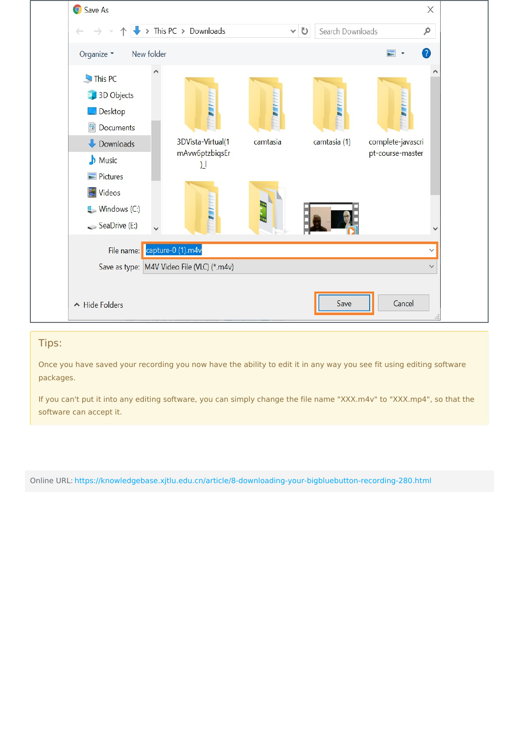Tips:

Once you have saved your recording you now have the ability to edit it in any way you see fit using editing software packages.

If you can't put it into any editing software, you can simply change the file name "XXX.m4v" to "XXX.mp4", so that the software can accept it.

Online URL: https://knowledgebase.xjtlu.edu.cn/article/8-downloading-your-bigbluebutton-recording-280.html